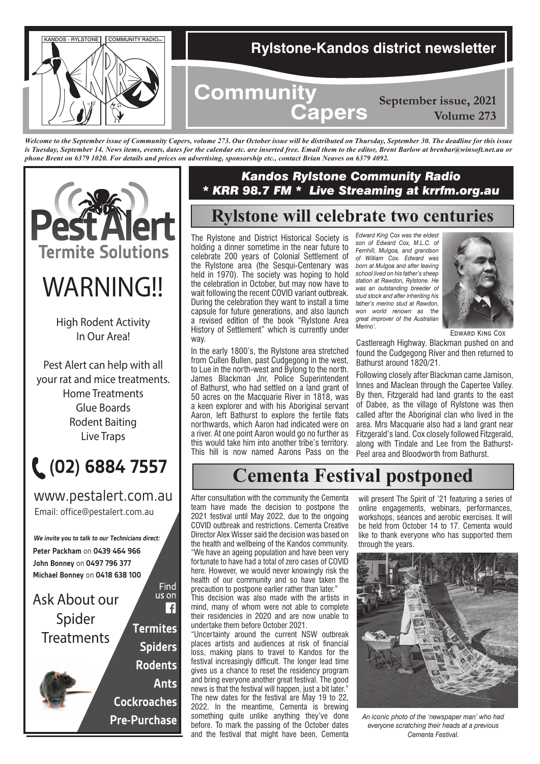KANDOS - RYLSTONE COMMUNITY RADIO INC.

# Rylstone-Kandos district newsletter

# Community Capers

**September issue, 2021**
**Volume 273**

***Welcome to the September issue of Community Capers, volume 273. Our October issue will be distributed on Thursday, September 30. The deadline for this issue is Tuesday, September 14. News items, events, dates for the calendar etc. are inserted free. Email them to the editor, Brent Barlow at brenbar@winsoft.net.au or phone Brent on 6379 1020. For details and prices on advertising, sponsorship etc., contact Brian Neaves on 6379 4092.***

**Pest Alert**
**Termite Solutions**

WARNING!!

High Rodent Activity In Our Area!

Pest Alert can help with all your rat and mice treatments.

- Home Treatments
- Glue Boards
- Rodent Baiting
- Live Traps

**(02) 6884 7557**

www.pestalert.com.au
Email: office@pestalert.com.au

*We invite you to talk to our Technicians direct:*
**Peter Packham** on **0439 464 966**
**John Bonney** on **0497 796 377**
**Michael Bonney** on **0418 638 100**

Ask About our Spider Treatments

Find us on Facebook

**Termites**
**Spiders**
**Rodents**
**Ants**
**Cockroaches**
**Pre-Purchase**

***Kandos Rylstone Community Radio***
***\* KRR 98.7 FM \* Live Streaming at krrfm.org.au***

## Rylstone will celebrate two centuries

The Rylstone and District Historical Society is holding a dinner sometime in the near future to celebrate 200 years of Colonial Settlement of the Rylstone area (the Sesqui-Centenary was held in 1970). The society was hoping to hold the celebration in October, but may now have to wait following the recent COVID variant outbreak. During the celebration they want to install a time capsule for future generations, and also launch a revised edition of the book "Rylstone Area History of Settlement" which is currently under way.

In the early 1800's, the Rylstone area stretched from Cullen Bullen, past Cudgegong in the west, to Lue in the north-west and Bylong to the north. James Blackman Jnr, Police Superintendent of Bathurst, who had settled on a land grant of 50 acres on the Macquarie River in 1818, was a keen explorer and with his Aboriginal servant Aaron, left Bathurst to explore the fertile flats northwards, which Aaron had indicated were on a river. At one point Aaron would go no further as this would take him into another tribe's territory. This hill is now named Aarons Pass on the Castlereagh Highway. Blackman pushed on and found the Cudgegong River and then returned to Bathurst around 1820/21.

*Edward King Cox was the eldest son of Edward Cox, M.L.C. of Fernhill, Mulgoa, and grandson of William Cox. Edward was born at Mulgoa and after leaving school lived on his father's sheep station at Rawdon, Rylstone. He was an outstanding breeder of stud stock and after inheriting his father's merino stud at Rawdon, won world renown as 'the great improver of the Australian Merino'.*

EDWARD KING COX

Following closely after Blackman came Jamison, Innes and Maclean through the Capertee Valley. By then, Fitzgerald had land grants to the east of Dabee, as the village of Rylstone was then called after the Aboriginal clan who lived in the area. Mrs Macquarie also had a land grant near Fitzgerald's land. Cox closely followed Fitzgerald, along with Tindale and Lee from the Bathurst-Peel area and Bloodworth from Bathurst.

## Cementa Festival postponed

After consultation with the community the Cementa team have made the decision to postpone the 2021 festival until May 2022, due to the ongoing COVID outbreak and restrictions. Cementa Creative Director Alex Wisser said the decision was based on the health and wellbeing of the Kandos community. "We have an ageing population and have been very fortunate to have had a total of zero cases of COVID here. However, we would never knowingly risk the health of our community and so have taken the precaution to postpone earlier rather than later."

This decision was also made with the artists in mind, many of whom were not able to complete their residencies in 2020 and are now unable to undertake them before October 2021.

"Uncertainty around the current NSW outbreak places artists and audiences at risk of financial loss, making plans to travel to Kandos for the festival increasingly difficult. The longer lead time gives us a chance to reset the residency program and bring everyone another great festival. The good news is that the festival will happen, just a bit later."

The new dates for the festival are May 19 to 22, 2022. In the meantime, Cementa is brewing something quite unlike anything they've done before. To mark the passing of the October dates and the festival that might have been, Cementa will present The Spirit of '21 featuring a series of online engagements, webinars, performances, workshops, séances and aerobic exercises. It will be held from October 14 to 17. Cementa would like to thank everyone who has supported them through the years.

*An iconic photo of the 'newspaper man' who had everyone scratching their heads at a previous Cementa Festival.*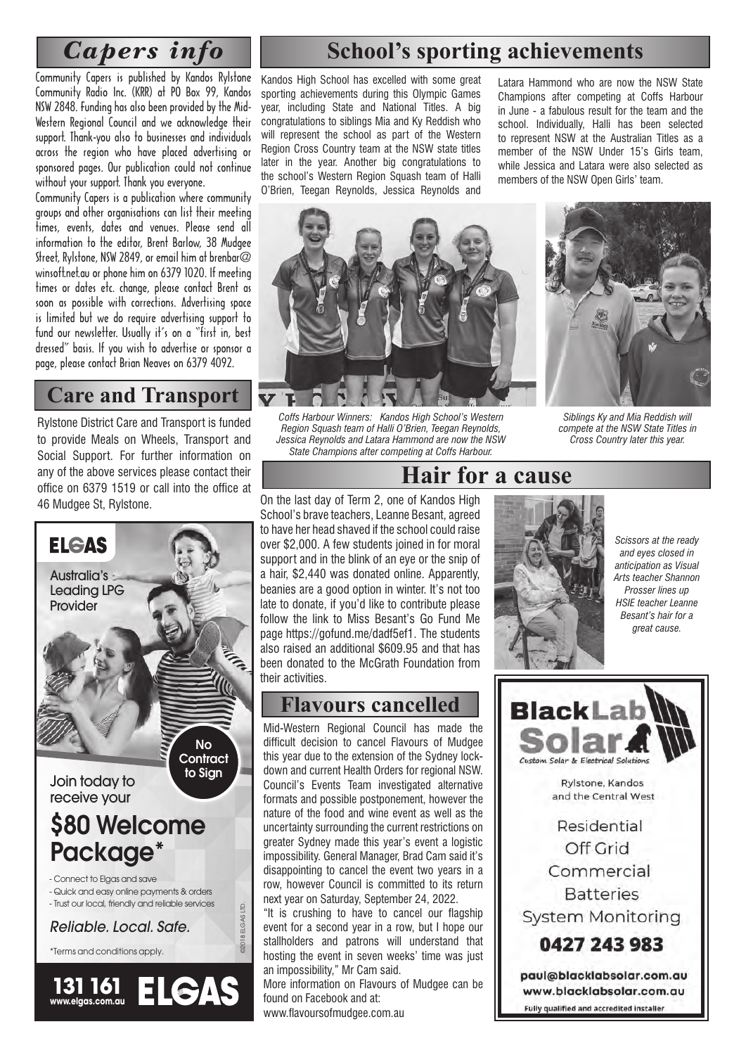## Capers info

Community Capers is published by Kandos Rylstone Community Radio Inc. (KRR) at PO Box 99, Kandos NSW 2848. Funding has also been provided by the Mid-Western Regional Council and we acknowledge their support. Thank-you also to businesses and individuals across the region who have placed advertising or sponsored pages. Our publication could not continue without your support. Thank you everyone.

Community Capers is a publication where community groups and other organisations can list their meeting times, events, dates and venues. Please send all information to the editor, Brent Barlow, 38 Mudgee Street, Rylstone, NSW 2849, or email him at brenbar@winsoft.net.au or phone him on 6379 1020. If meeting times or dates etc. change, please contact Brent as soon as possible with corrections. Advertising space is limited but we do require advertising support to fund our newsletter. Usually it's on a "first in, best dressed" basis. If you wish to advertise or sponsor a page, please contact Brian Neaves on 6379 4092.

## Care and Transport

Rylstone District Care and Transport is funded to provide Meals on Wheels, Transport and Social Support. For further information on any of the above services please contact their office on 6379 1519 or call into the office at 46 Mudgee St, Rylstone.

**ELGAS**

Australia's Leading LPG Provider

No Contract to Sign

Join today to receive your

**$80 Welcome Package***

- Connect to Elgas and save
- Quick and easy online payments & orders
- Trust our local, friendly and reliable services

*Reliable. Local. Safe.*

*Terms and conditions apply.

©2018 ELGAS LTD.

**131 161** www.elgas.com.au **ELGAS**

## School's sporting achievements

Kandos High School has excelled with some great sporting achievements during this Olympic Games year, including State and National Titles. A big congratulations to siblings Mia and Ky Reddish who will represent the school as part of the Western Region Cross Country team at the NSW state titles later in the year. Another big congratulations to the school's Western Region Squash team of Halli O'Brien, Teegan Reynolds, Jessica Reynolds and Latara Hammond who are now the NSW State Champions after competing at Coffs Harbour in June - a fabulous result for the team and the school. Individually, Halli has been selected to represent NSW at the Australian Titles as a member of the NSW Under 15's Girls team, while Jessica and Latara were also selected as members of the NSW Open Girls' team.

*Coffs Harbour Winners: Kandos High School's Western Region Squash team of Halli O'Brien, Teegan Reynolds, Jessica Reynolds and Latara Hammond are now the NSW State Champions after competing at Coffs Harbour.*

*Siblings Ky and Mia Reddish will compete at the NSW State Titles in Cross Country later this year.*

## Hair for a cause

On the last day of Term 2, one of Kandos High School's brave teachers, Leanne Besant, agreed to have her head shaved if the school could raise over $2,000. A few students joined in for moral support and in the blink of an eye or the snip of a hair, $2,440 was donated online. Apparently, beanies are a good option in winter. It's not too late to donate, if you'd like to contribute please follow the link to Miss Besant's Go Fund Me page https://gofund.me/dadf5ef1. The students also raised an additional $609.95 and that has been donated to the McGrath Foundation from their activities.

*Scissors at the ready and eyes closed in anticipation as Visual Arts teacher Shannon Prosser lines up HSIE teacher Leanne Besant's hair for a great cause.*

## Flavours cancelled

Mid-Western Regional Council has made the difficult decision to cancel Flavours of Mudgee this year due to the extension of the Sydney lock-down and current Health Orders for regional NSW. Council's Events Team investigated alternative formats and possible postponement, however the nature of the food and wine event as well as the uncertainty surrounding the current restrictions on greater Sydney made this year's event a logistic impossibility. General Manager, Brad Cam said it's disappointing to cancel the event two years in a row, however Council is committed to its return next year on Saturday, September 24, 2022.

"It is crushing to have to cancel our flagship event for a second year in a row, but I hope our stallholders and patrons will understand that hosting the event in seven weeks' time was just an impossibility," Mr Cam said.

More information on Flavours of Mudgee can be found on Facebook and at:
www.flavoursofmudgee.com.au

**BlackLab Solar**

Custom Solar & Electrical Solutions

Rylstone, Kandos and the Central West

Residential
Off Grid
Commercial
Batteries
System Monitoring

**0427 243 983**

paul@blacklabsolar.com.au
www.blacklabsolar.com.au

Fully qualified and accredited installer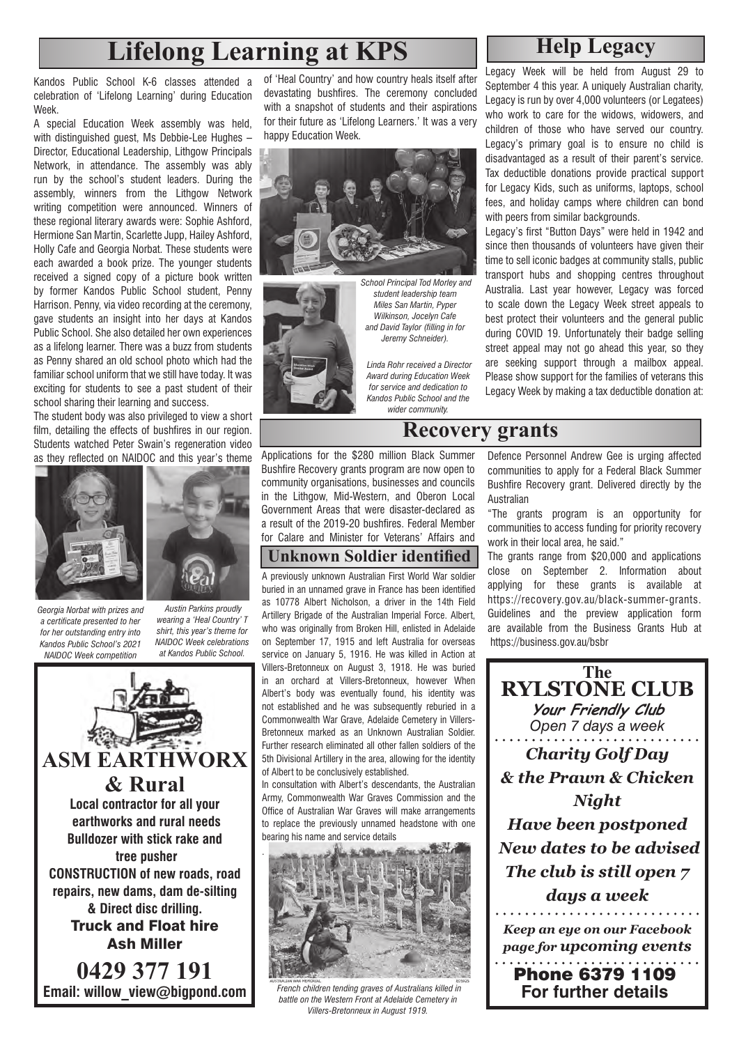# Lifelong Learning at KPS

Kandos Public School K-6 classes attended a celebration of 'Lifelong Learning' during Education Week.

A special Education Week assembly was held, with distinguished guest, Ms Debbie-Lee Hughes – Director, Educational Leadership, Lithgow Principals Network, in attendance. The assembly was ably run by the school's student leaders. During the assembly, winners from the Lithgow Network writing competition were announced. Winners of these regional literary awards were: Sophie Ashford, Hermione San Martin, Scarlette Jupp, Hailey Ashford, Holly Cafe and Georgia Norbat. These students were each awarded a book prize. The younger students received a signed copy of a picture book written by former Kandos Public School student, Penny Harrison. Penny, via video recording at the ceremony, gave students an insight into her days at Kandos Public School. She also detailed her own experiences as a lifelong learner. There was a buzz from students as Penny shared an old school photo which had the familiar school uniform that we still have today. It was exciting for students to see a past student of their school sharing their learning and success.

The student body was also privileged to view a short film, detailing the effects of bushfires in our region. Students watched Peter Swain's regeneration video as they reflected on NAIDOC and this year's theme of 'Heal Country' and how country heals itself after devastating bushfires. The ceremony concluded with a snapshot of students and their aspirations for their future as 'Lifelong Learners.' It was a very happy Education Week.

*Georgia Norbat with prizes and a certificate presented to her for her outstanding entry into Kandos Public School's 2021 NAIDOC Week competition*

*Austin Parkins proudly wearing a 'Heal Country' T shirt, this year's theme for NAIDOC Week celebrations at Kandos Public School.*

*School Principal Tod Morley and student leadership team Miles San Martin, Pyper Wilkinson, Jocelyn Cafe and David Taylor (filling in for Jeremy Schneider).*

*Linda Rohr received a Director Award during Education Week for service and dedication to Kandos Public School and the wider community.*

# Help Legacy

Legacy Week will be held from August 29 to September 4 this year. A uniquely Australian charity, Legacy is run by over 4,000 volunteers (or Legatees) who work to care for the widows, widowers, and children of those who have served our country. Legacy's primary goal is to ensure no child is disadvantaged as a result of their parent's service. Tax deductible donations provide practical support for Legacy Kids, such as uniforms, laptops, school fees, and holiday camps where children can bond with peers from similar backgrounds.

Legacy's first "Button Days" were held in 1942 and since then thousands of volunteers have given their time to sell iconic badges at community stalls, public transport hubs and shopping centres throughout Australia. Last year however, Legacy was forced to scale down the Legacy Week street appeals to best protect their volunteers and the general public during COVID 19. Unfortunately their badge selling street appeal may not go ahead this year, so they are seeking support through a mailbox appeal. Please show support for the families of veterans this Legacy Week by making a tax deductible donation at:

# Recovery grants

Applications for the $280 million Black Summer Bushfire Recovery grants program are now open to community organisations, businesses and councils in the Lithgow, Mid-Western, and Oberon Local Government Areas that were disaster-declared as a result of the 2019-20 bushfires. Federal Member for Calare and Minister for Veterans' Affairs and Defence Personnel Andrew Gee is urging affected communities to apply for a Federal Black Summer Bushfire Recovery grant. Delivered directly by the Australian

"The grants program is an opportunity for communities to access funding for priority recovery work in their local area, he said."

The grants range from $20,000 and applications close on September 2. Information about applying for these grants is available at https://recovery.gov.au/black-summer-grants. Guidelines and the preview application form are available from the Business Grants Hub at https://business.gov.au/bsbr

## Unknown Soldier identified

A previously unknown Australian First World War soldier buried in an unnamed grave in France has been identified as 10778 Albert Nicholson, a driver in the 14th Field Artillery Brigade of the Australian Imperial Force. Albert, who was originally from Broken Hill, enlisted in Adelaide on September 17, 1915 and left Australia for overseas service on January 5, 1916. He was killed in Action at Villers-Bretonneux on August 3, 1918. He was buried in an orchard at Villers-Bretonneux, however When Albert's body was eventually found, his identity was not established and he was subsequently reburied in a Commonwealth War Grave, Adelaide Cemetery in Villers-Bretonneux marked as an Unknown Australian Soldier. Further research eliminated all other fallen soldiers of the 5th Divisional Artillery in the area, allowing for the identity of Albert to be conclusively established.

In consultation with Albert's descendants, the Australian Army, Commonwealth War Graves Commission and the Office of Australian War Graves will make arrangements to replace the previously unnamed headstone with one bearing his name and service details

*French children tending graves of Australians killed in battle on the Western Front at Adelaide Cemetery in Villers-Bretonneux in August 1919.*

---

**ASM EARTHWORX & Rural**

**Local contractor for all your earthworks and rural needs**
**Bulldozer with stick rake and tree pusher**
**CONSTRUCTION of new roads, road repairs, new dams, dam de-silting & Direct disc drilling.**
**Truck and Float hire**
**Ash Miller**
**0429 377 191**
**Email: willow_view@bigpond.com**

---

**The RYLSTONE CLUB**

***Your Friendly Club***
*Open 7 days a week*

***Charity Golf Day & the Prawn & Chicken Night Have been postponed New dates to be advised The club is still open 7 days a week***

***Keep an eye on our Facebook page for upcoming events***

**Phone 6379 1109 For further details**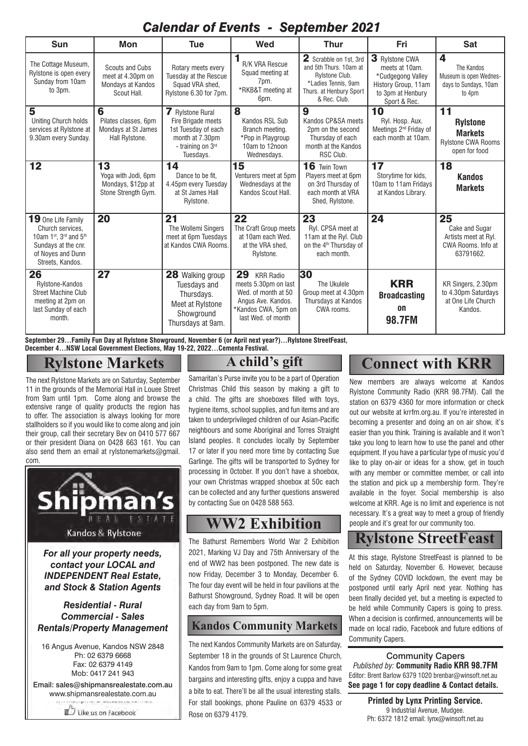## *Calendar of Events - September 2021*

| Sun | Mon | Tue | Wed | Thur | Fri | Sat |
|---|---|---|---|---|---|---|
| The Cottage Museum, Rylstone is open every Sunday from 10am to 3pm. | Scouts and Cubs meet at 4.30pm on Mondays at Kandos Scout Hall. | Rotary meets every Tuesday at the Rescue Squad VRA shed, Rylstone 6.30 for 7pm. | **1** R/K VRA Rescue Squad meeting at 7pm. *RKB&T meeting at 6pm. | **2** Scrabble on 1st, 3rd and 5th Thurs. 10am at Rylstone Club. *Ladies Tennis, 9am Thurs. at Henbury Sport & Rec. Club. | **3** Rylstone CWA meets at 10am. *Cudgegong Valley History Group, 11am to 3pm at Henbury Sport & Rec. | **4** The Kandos Museum is open Wednesdays to Sundays, 10am to 4pm |
| **5** Uniting Church holds services at Rylstone at 9.30am every Sunday. | **6** Pilates classes, 6pm Mondays at St James Hall Rylstone. | **7** Rylstone Rural Fire Brigade meets 1st Tuesday of each month at 7.30pm - training on 3rd Tuesdays. | **8** Kandos RSL Sub Branch meeting. *Pop in Playgroup 10am to 12noon Wednesdays. | **9** Kandos CP&SA meets 2pm on the second Thursday of each month at the Kandos RSC Club. | **10** Ryl. Hosp. Aux. Meetings 2nd Friday of each month at 10am. | **11** **Rylstone Markets** Rylstone CWA Rooms open for food |
| **12** | **13** Yoga with Jodi, 6pm Mondays, $12pp at Stone Strength Gym. | **14** Dance to be fit, 4.45pm every Tuesday at St James Hall Rylstone. | **15** Venturers meet at 5pm Wednesdays at the Kandos Scout Hall. | **16** Twin Town Players meet at 6pm on 3rd Thursday of each month at VRA Shed, Rylstone. | **17** Storytime for kids, 10am to 11am Fridays at Kandos Library. | **18** **Kandos Markets** |
| **19** One Life Family Church services, 10am 1st, 3rd and 5th Sundays at the cnr. of Noyes and Dunn Streets, Kandos. | **20** | **21** The Wollemi Singers meet at 6pm Tuesdays at Kandos CWA Rooms. | **22** The Craft Group meets at 10am each Wed. at the VRA shed, Rylstone. | **23** Ryl. CPSA meet at 11am at the Ryl. Club on the 4th Thursday of each month. | **24** | **25** Cake and Sugar Artists meet at Ryl. CWA Rooms. Info at 63791662. |
| **26** Rylstone-Kandos Street Machine Club meeting at 2pm on last Sunday of each month. | **27** | **28** Walking group Tuesdays and Thursdays. Meet at Rylstone Showground Thursdays at 9am. | **29** KRR Radio meets 5.30pm on last Wed. of month at 50 Angus Ave. Kandos. *Kandos CWA, 5pm on last Wed. of month | **30** The Ukulele Group meet at 4.30pm Thursdays at Kandos CWA rooms. | **KRR Broadcasting on 98.7FM** | KR Singers, 2.30pm to 4.30pm Saturdays at One Life Church Kandos. |

**September 29…Family Fun Day at Rylstone Showground, November 6 (or April next year?)…Rylstone StreetFeast, December 4…NSW Local Government Elections, May 19-22, 2022…Cementa Festival.**

## Rylstone Markets

The next Rylstone Markets are on Saturday, September 11 in the grounds of the Memorial Hall in Louee Street from 9am until 1pm. Come along and browse the extensive range of quality products the region has to offer. The association is always looking for more stallholders so if you would like to come along and join their group, call their secretary Bev on 0410 577 667 or their president Diana on 0428 663 161. You can also send them an email at rylstonemarkets@gmail.com.

**Shipman's** REAL ESTATE
Kandos & Rylstone

***For all your property needs, contact your LOCAL and INDEPENDENT Real Estate, and Stock & Station Agents***

***Residential - Rural***
***Commercial - Sales***
***Rentals/Property Management***

16 Angus Avenue, Kandos NSW 2848
Ph: 02 6379 6668
Fax: 02 6379 4149
Mob: 0417 241 943

Email: sales@shipmansrealestate.com.au
www.shipmansrealestate.com.au

Like us on Facebook

## A child's gift

Samaritan's Purse invite you to be a part of Operation Christmas Child this season by making a gift to a child. The gifts are shoeboxes filled with toys, hygiene items, school supplies, and fun items and are taken to underprivileged children of our Asian-Pacific neighbours and some Aboriginal and Torres Straight Island peoples. It concludes locally by September 17 or later if you need more time by contacting Sue Garlinge. The gifts will be transported to Sydney for processing in October. If you don't have a shoebox, your own Christmas wrapped shoebox at 50c each can be collected and any further questions answered by contacting Sue on 0428 588 563.

## WW2 Exhibition

The Bathurst Remembers World War 2 Exhibition 2021, Marking VJ Day and 75th Anniversary of the end of WW2 has been postponed. The new date is now Friday, December 3 to Monday, December 6. The four day event will be held in four pavilions at the Bathurst Showground, Sydney Road. It will be open each day from 9am to 5pm.

### Kandos Community Markets

The next Kandos Community Markets are on Saturday, September 18 in the grounds of St Laurence Church, Kandos from 9am to 1pm. Come along for some great bargains and interesting gifts, enjoy a cuppa and have a bite to eat. There'll be all the usual interesting stalls. For stall bookings, phone Pauline on 6379 4533 or Rose on 6379 4179.

## Connect with KRR

New members are always welcome at Kandos Rylstone Community Radio (KRR 98.7FM). Call the station on 6379 4360 for more information or check out our website at krrfm.org.au. If you're interested in becoming a presenter and doing an on air show, it's easier than you think. Training is available and it won't take you long to learn how to use the panel and other equipment. If you have a particular type of music you'd like to play on-air or ideas for a show, get in touch with any member or committee member, or call into the station and pick up a membership form. They're available in the foyer. Social membership is also welcome at KRR. Age is no limit and experience is not necessary. It's a great way to meet a group of friendly people and it's great for our community too.

## Rylstone StreetFeast

At this stage, Rylstone StreetFeast is planned to be held on Saturday, November 6. However, because of the Sydney COVID lockdown, the event may be postponed until early April next year. Nothing has been finally decided yet, but a meeting is expected to be held while Community Capers is going to press. When a decision is confirmed, announcements will be made on local radio, Facebook and future editions of Community Capers.

Community Capers
*Published by:* **Community Radio KRR 98.7FM**
Editor: Brent Barlow 6379 1020 brenbar@winsoft.net.au
**See page 1 for copy deadline & Contact details.**

**Printed by Lynx Printing Service.**
9 Industrial Avenue, Mudgee.
Ph: 6372 1812 email: lynx@winsoft.net.au